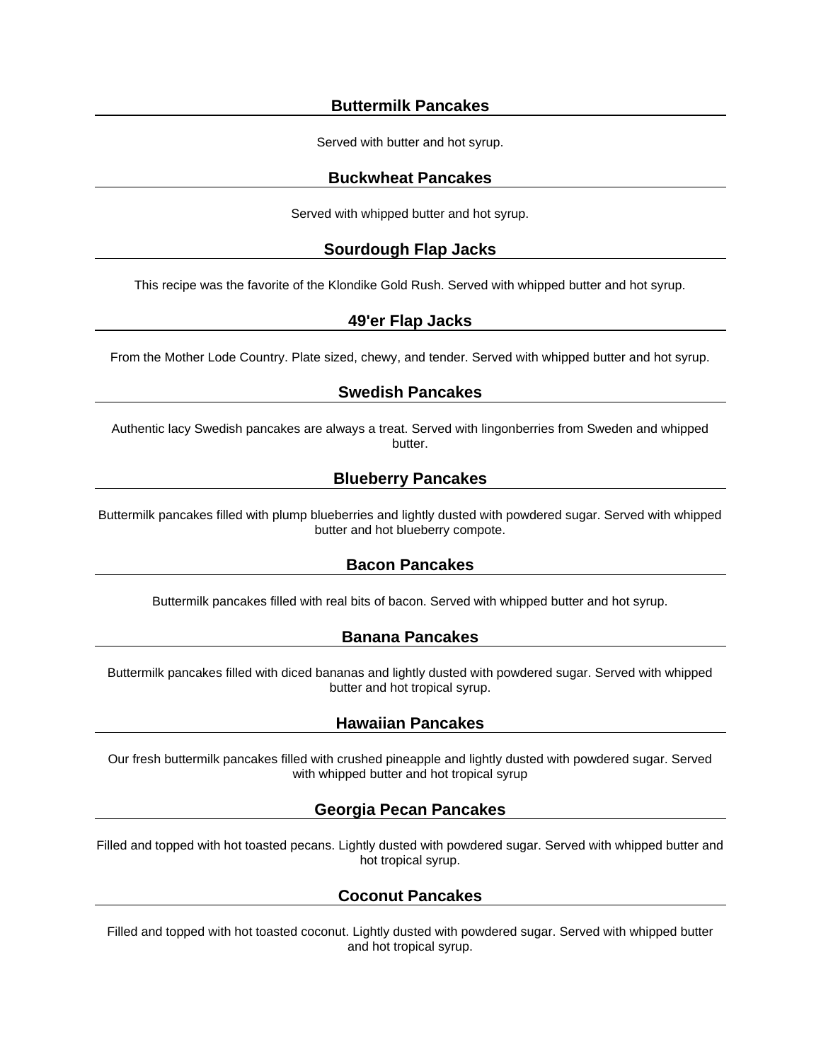### Buttermilk Pancakes

Served with butter and hot syrup.

### Buckwheat Pancakes

Served with whipped butter and hot syrup.

### Sourdough Flap Jacks

This recipe was the favorite of the Klondike Gold Rush. Served with whipped butter and hot syrup.

### 49'er Flap Jacks

From the Mother Lode Country. Plate sized, chewy, and tender. Served with whipped butter and hot syrup.

### Swedish Pancakes

Authentic lacy Swedish pancakes are always a treat. Served with lingonberries from Sweden and whipped butter.

### Blueberry Pancakes

Buttermilk pancakes filled with plump blueberries and lightly dusted with powdered sugar. Served with whipped butter and hot blueberry compote.

### Bacon Pancakes

Buttermilk pancakes filled with real bits of bacon. Served with whipped butter and hot syrup.

### Banana Pancakes

Buttermilk pancakes filled with diced bananas and lightly dusted with powdered sugar. Served with whipped butter and hot tropical syrup.

### Hawaiian Pancakes

Our fresh buttermilk pancakes filled with crushed pineapple and lightly dusted with powdered sugar. Served with whipped butter and hot tropical syrup

### Georgia Pecan Pancakes

Filled and topped with hot toasted pecans. Lightly dusted with powdered sugar. Served with whipped butter and hot tropical syrup.

### Coconut Pancakes

Filled and topped with hot toasted coconut. Lightly dusted with powdered sugar. Served with whipped butter and hot tropical syrup.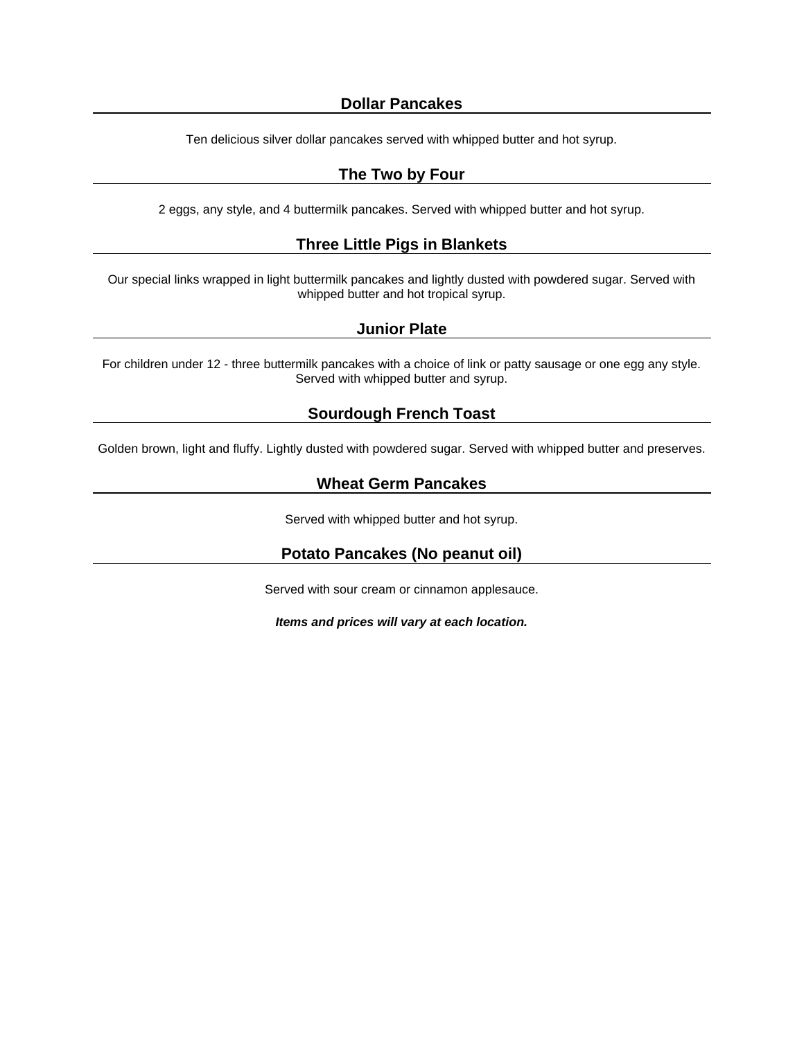### Dollar Pancakes

Ten delicious silver dollar pancakes served with whipped butter and hot syrup.

### The Two by Four

2 eggs, any style, and 4 buttermilk pancakes. Served with whipped butter and hot syrup.

### Three Little Pigs in Blankets

Our special links wrapped in light buttermilk pancakes and lightly dusted with powdered sugar. Served with whipped butter and hot tropical syrup.

### Junior Plate

For children under 12 - three buttermilk pancakes with a choice of link or patty sausage or one egg any style. Served with whipped butter and syrup.

### Sourdough French Toast

Golden brown, light and fluffy. Lightly dusted with powdered sugar. Served with whipped butter and preserves.

### Wheat Germ Pancakes

Served with whipped butter and hot syrup.

### Potato Pancakes (No peanut oil)

Served with sour cream or cinnamon applesauce.

***Items and prices will vary at each location.***